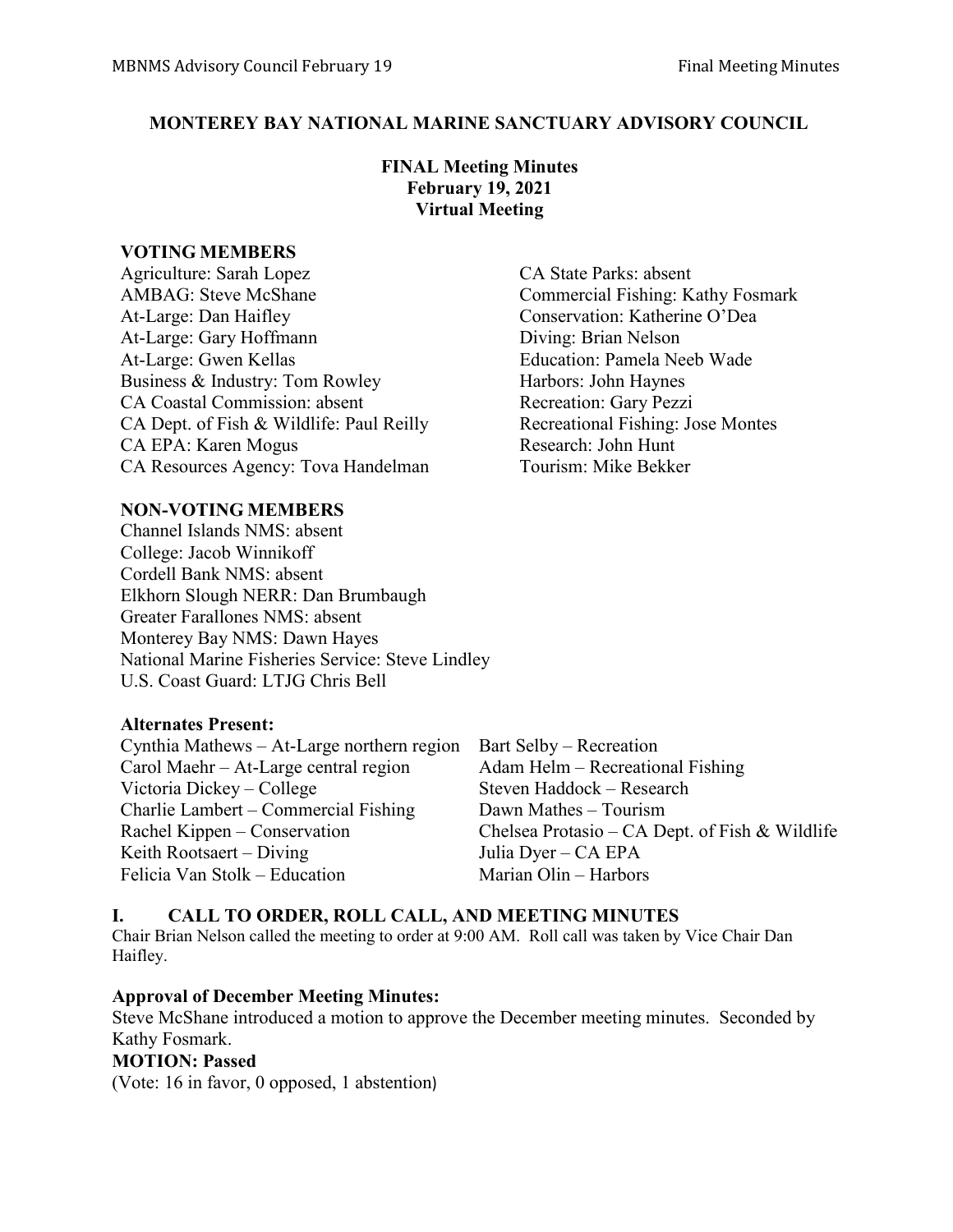# MONTEREY BAY NATIONAL MARINE SANCTUARY ADVISORY COUNCIL

**FINAL Meeting Minutes**
**February 19, 2021**
**Virtual Meeting**

## VOTING MEMBERS

Agriculture: Sarah Lopez
AMBAG: Steve McShane
At-Large: Dan Haifley
At-Large: Gary Hoffmann
At-Large: Gwen Kellas
Business & Industry: Tom Rowley
CA Coastal Commission: absent
CA Dept. of Fish & Wildlife: Paul Reilly
CA EPA: Karen Mogus
CA Resources Agency: Tova Handelman
CA State Parks: absent
Commercial Fishing: Kathy Fosmark
Conservation: Katherine O'Dea
Diving: Brian Nelson
Education: Pamela Neeb Wade
Harbors: John Haynes
Recreation: Gary Pezzi
Recreational Fishing: Jose Montes
Research: John Hunt
Tourism: Mike Bekker

## NON-VOTING MEMBERS

Channel Islands NMS: absent
College: Jacob Winnikoff
Cordell Bank NMS: absent
Elkhorn Slough NERR: Dan Brumbaugh
Greater Farallones NMS: absent
Monterey Bay NMS: Dawn Hayes
National Marine Fisheries Service: Steve Lindley
U.S. Coast Guard: LTJG Chris Bell

## Alternates Present:

Cynthia Mathews – At-Large northern region
Carol Maehr – At-Large central region
Victoria Dickey – College
Charlie Lambert – Commercial Fishing
Rachel Kippen – Conservation
Keith Rootsaert – Diving
Felicia Van Stolk – Education
Bart Selby – Recreation
Adam Helm – Recreational Fishing
Steven Haddock – Research
Dawn Mathes – Tourism
Chelsea Protasio – CA Dept. of Fish & Wildlife
Julia Dyer – CA EPA
Marian Olin – Harbors

## I. CALL TO ORDER, ROLL CALL, AND MEETING MINUTES

Chair Brian Nelson called the meeting to order at 9:00 AM. Roll call was taken by Vice Chair Dan Haifley.

**Approval of December Meeting Minutes:**

Steve McShane introduced a motion to approve the December meeting minutes. Seconded by Kathy Fosmark.

**MOTION: Passed**

(Vote: 16 in favor, 0 opposed, 1 abstention)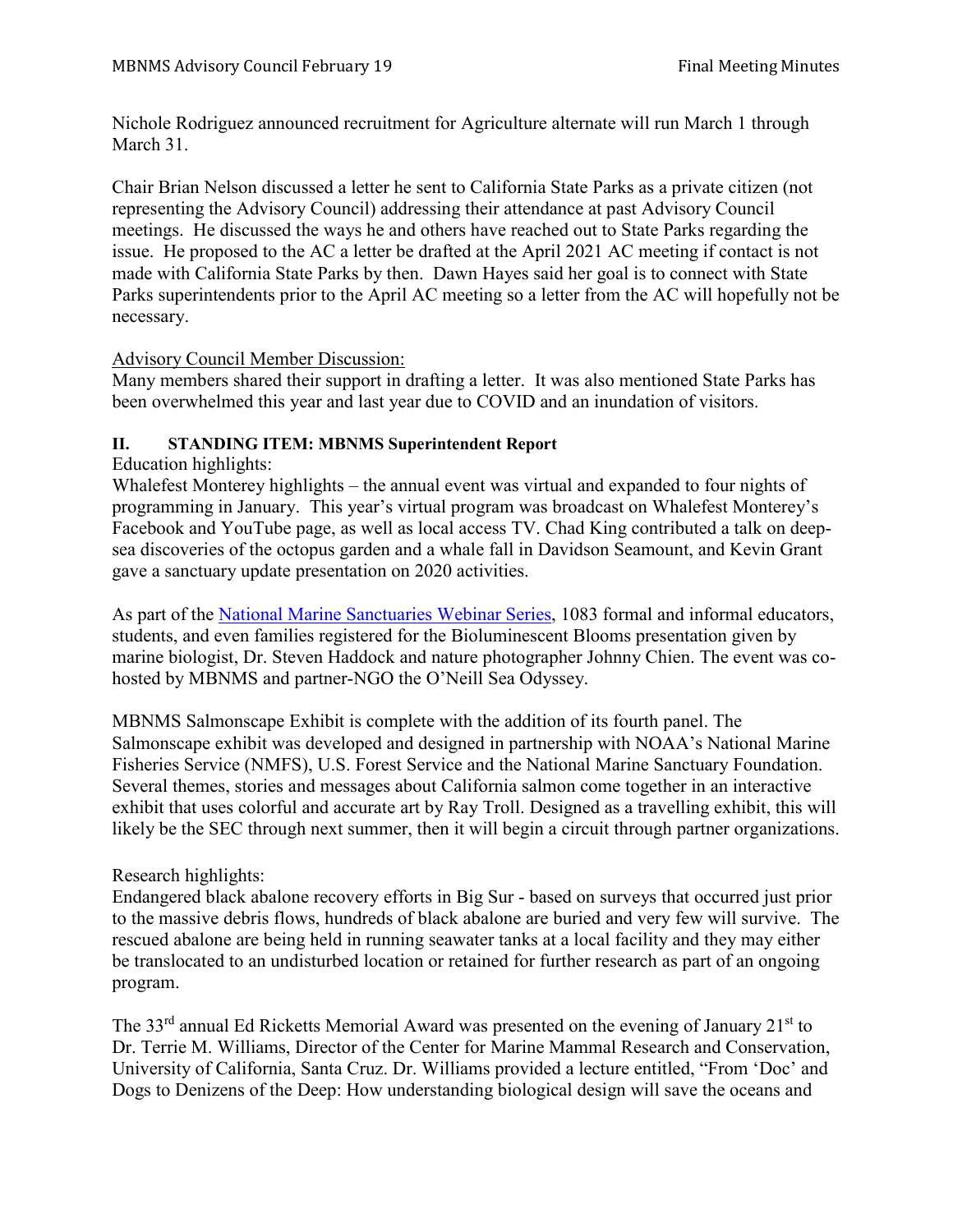Nichole Rodriguez announced recruitment for Agriculture alternate will run March 1 through March 31.

Chair Brian Nelson discussed a letter he sent to California State Parks as a private citizen (not representing the Advisory Council) addressing their attendance at past Advisory Council meetings. He discussed the ways he and others have reached out to State Parks regarding the issue. He proposed to the AC a letter be drafted at the April 2021 AC meeting if contact is not made with California State Parks by then. Dawn Hayes said her goal is to connect with State Parks superintendents prior to the April AC meeting so a letter from the AC will hopefully not be necessary.

Advisory Council Member Discussion:
Many members shared their support in drafting a letter. It was also mentioned State Parks has been overwhelmed this year and last year due to COVID and an inundation of visitors.

**II. STANDING ITEM: MBNMS Superintendent Report**

Education highlights:
Whalefest Monterey highlights – the annual event was virtual and expanded to four nights of programming in January. This year's virtual program was broadcast on Whalefest Monterey's Facebook and YouTube page, as well as local access TV. Chad King contributed a talk on deep-sea discoveries of the octopus garden and a whale fall in Davidson Seamount, and Kevin Grant gave a sanctuary update presentation on 2020 activities.

As part of the National Marine Sanctuaries Webinar Series, 1083 formal and informal educators, students, and even families registered for the Bioluminescent Blooms presentation given by marine biologist, Dr. Steven Haddock and nature photographer Johnny Chien. The event was co-hosted by MBNMS and partner-NGO the O'Neill Sea Odyssey.

MBNMS Salmonscape Exhibit is complete with the addition of its fourth panel. The Salmonscape exhibit was developed and designed in partnership with NOAA's National Marine Fisheries Service (NMFS), U.S. Forest Service and the National Marine Sanctuary Foundation. Several themes, stories and messages about California salmon come together in an interactive exhibit that uses colorful and accurate art by Ray Troll. Designed as a travelling exhibit, this will likely be the SEC through next summer, then it will begin a circuit through partner organizations.

Research highlights:
Endangered black abalone recovery efforts in Big Sur - based on surveys that occurred just prior to the massive debris flows, hundreds of black abalone are buried and very few will survive. The rescued abalone are being held in running seawater tanks at a local facility and they may either be translocated to an undisturbed location or retained for further research as part of an ongoing program.

The 33rd annual Ed Ricketts Memorial Award was presented on the evening of January 21st to Dr. Terrie M. Williams, Director of the Center for Marine Mammal Research and Conservation, University of California, Santa Cruz. Dr. Williams provided a lecture entitled, "From 'Doc' and Dogs to Denizens of the Deep: How understanding biological design will save the oceans and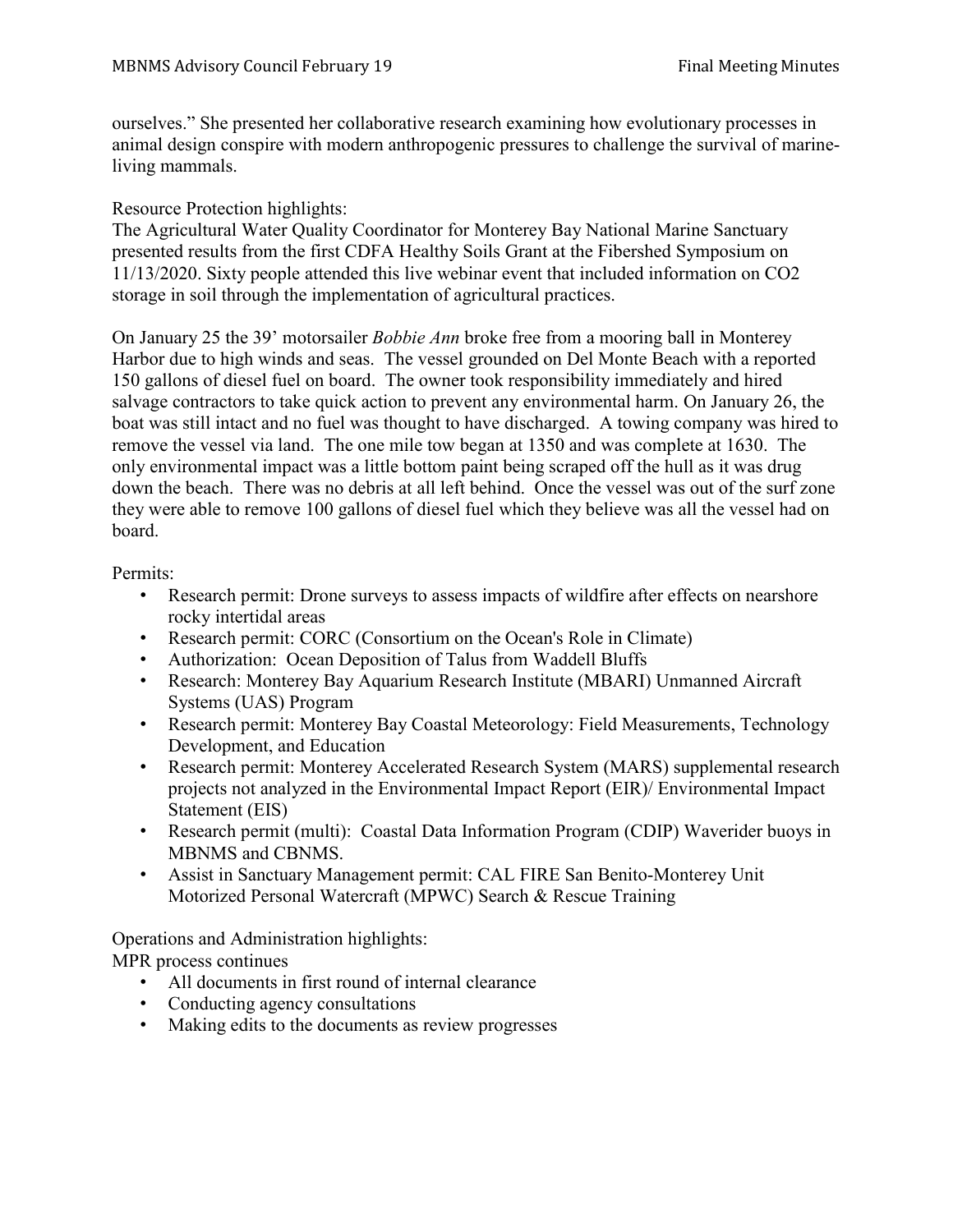ourselves." She presented her collaborative research examining how evolutionary processes in animal design conspire with modern anthropogenic pressures to challenge the survival of marine-living mammals.

Resource Protection highlights:
The Agricultural Water Quality Coordinator for Monterey Bay National Marine Sanctuary presented results from the first CDFA Healthy Soils Grant at the Fibershed Symposium on 11/13/2020. Sixty people attended this live webinar event that included information on $CO_2$ storage in soil through the implementation of agricultural practices.

On January 25 the 39' motorsailer *Bobbie Ann* broke free from a mooring ball in Monterey Harbor due to high winds and seas. The vessel grounded on Del Monte Beach with a reported 150 gallons of diesel fuel on board. The owner took responsibility immediately and hired salvage contractors to take quick action to prevent any environmental harm. On January 26, the boat was still intact and no fuel was thought to have discharged. A towing company was hired to remove the vessel via land. The one mile tow began at 1350 and was complete at 1630. The only environmental impact was a little bottom paint being scraped off the hull as it was drug down the beach. There was no debris at all left behind. Once the vessel was out of the surf zone they were able to remove 100 gallons of diesel fuel which they believe was all the vessel had on board.

Permits:

- Research permit: Drone surveys to assess impacts of wildfire after effects on nearshore rocky intertidal areas
- Research permit: CORC (Consortium on the Ocean's Role in Climate)
- Authorization: Ocean Deposition of Talus from Waddell Bluffs
- Research: Monterey Bay Aquarium Research Institute (MBARI) Unmanned Aircraft Systems (UAS) Program
- Research permit: Monterey Bay Coastal Meteorology: Field Measurements, Technology Development, and Education
- Research permit: Monterey Accelerated Research System (MARS) supplemental research projects not analyzed in the Environmental Impact Report (EIR)/ Environmental Impact Statement (EIS)
- Research permit (multi): Coastal Data Information Program (CDIP) Waverider buoys in MBNMS and CBNMS.
- Assist in Sanctuary Management permit: CAL FIRE San Benito-Monterey Unit Motorized Personal Watercraft (MPWC) Search & Rescue Training

Operations and Administration highlights:
MPR process continues

- All documents in first round of internal clearance
- Conducting agency consultations
- Making edits to the documents as review progresses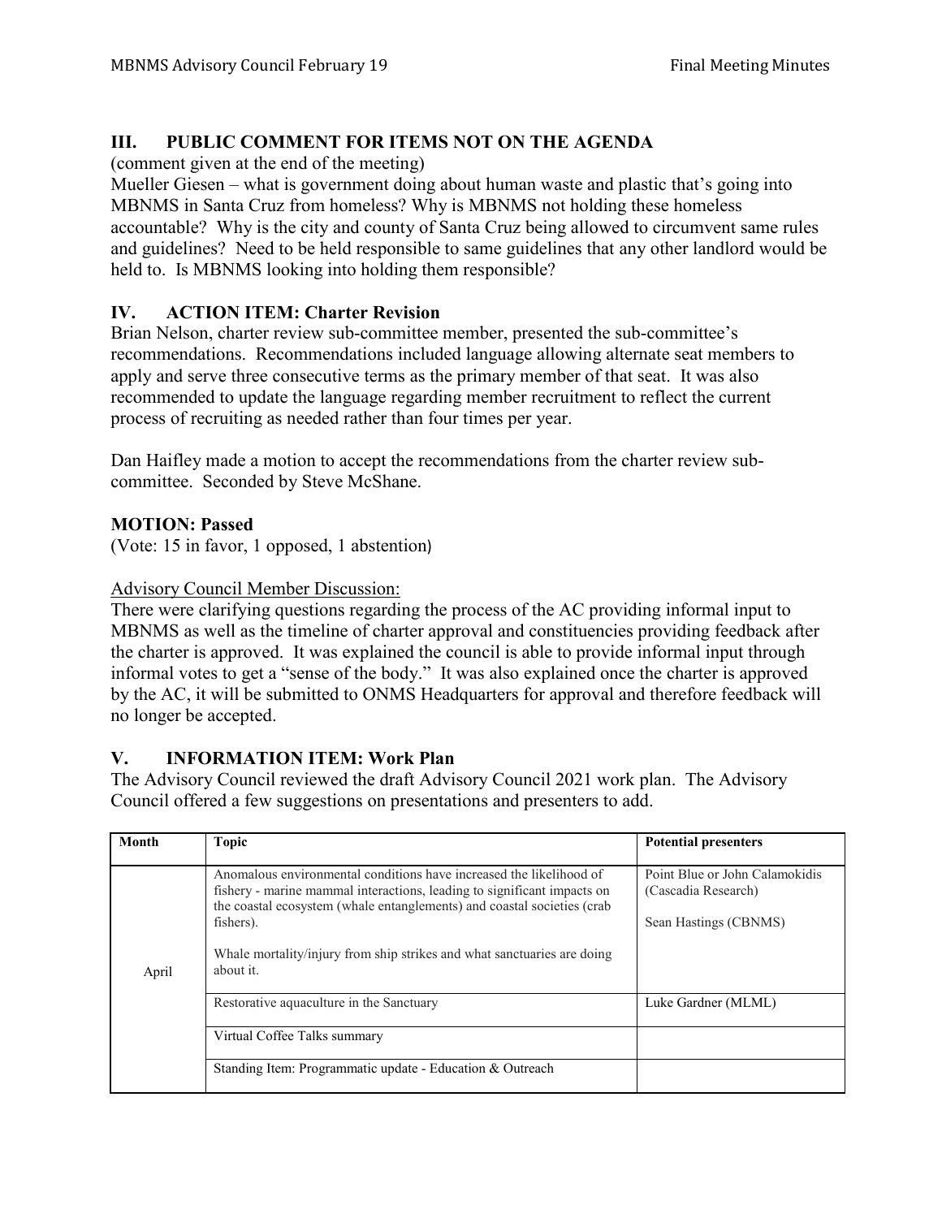## III. PUBLIC COMMENT FOR ITEMS NOT ON THE AGENDA

(comment given at the end of the meeting)

Mueller Giesen – what is government doing about human waste and plastic that's going into MBNMS in Santa Cruz from homeless? Why is MBNMS not holding these homeless accountable? Why is the city and county of Santa Cruz being allowed to circumvent same rules and guidelines? Need to be held responsible to same guidelines that any other landlord would be held to. Is MBNMS looking into holding them responsible?

## IV. ACTION ITEM: Charter Revision

Brian Nelson, charter review sub-committee member, presented the sub-committee's recommendations. Recommendations included language allowing alternate seat members to apply and serve three consecutive terms as the primary member of that seat. It was also recommended to update the language regarding member recruitment to reflect the current process of recruiting as needed rather than four times per year.

Dan Haifley made a motion to accept the recommendations from the charter review sub-committee. Seconded by Steve McShane.

**MOTION: Passed**

(Vote: 15 in favor, 1 opposed, 1 abstention)

Advisory Council Member Discussion:

There were clarifying questions regarding the process of the AC providing informal input to MBNMS as well as the timeline of charter approval and constituencies providing feedback after the charter is approved. It was explained the council is able to provide informal input through informal votes to get a "sense of the body." It was also explained once the charter is approved by the AC, it will be submitted to ONMS Headquarters for approval and therefore feedback will no longer be accepted.

## V. INFORMATION ITEM: Work Plan

The Advisory Council reviewed the draft Advisory Council 2021 work plan. The Advisory Council offered a few suggestions on presentations and presenters to add.

| Month | Topic | Potential presenters |
|---|---|---|
| April | Anomalous environmental conditions have increased the likelihood of fishery - marine mammal interactions, leading to significant impacts on the coastal ecosystem (whale entanglements) and coastal societies (crab fishers).<br><br>Whale mortality/injury from ship strikes and what sanctuaries are doing about it. | Point Blue or John Calamokidis (Cascadia Research)<br><br>Sean Hastings (CBNMS) |
| | Restorative aquaculture in the Sanctuary | Luke Gardner (MLML) |
| | Virtual Coffee Talks summary | |
| | Standing Item: Programmatic update - Education & Outreach | |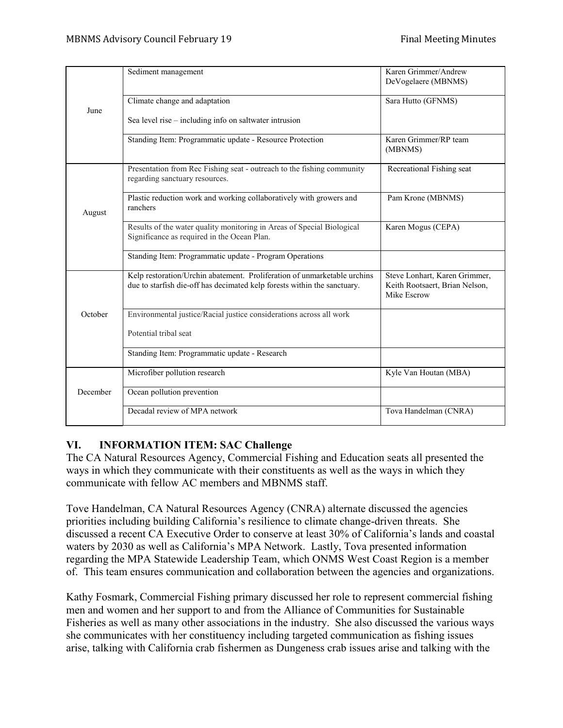| | | |
|---|---|---|
| June | Sediment management | Karen Grimmer/Andrew DeVogelaere (MBNMS) |
| | Climate change and adaptation<br><br>Sea level rise – including info on saltwater intrusion | Sara Hutto (GFNMS) |
| | Standing Item: Programmatic update - Resource Protection | Karen Grimmer/RP team (MBNMS) |
| August | Presentation from Rec Fishing seat - outreach to the fishing community regarding sanctuary resources. | Recreational Fishing seat |
| | Plastic reduction work and working collaboratively with growers and ranchers | Pam Krone (MBNMS) |
| | Results of the water quality monitoring in Areas of Special Biological Significance as required in the Ocean Plan. | Karen Mogus (CEPA) |
| | Standing Item: Programmatic update - Program Operations | |
| October | Kelp restoration/Urchin abatement. Proliferation of unmarketable urchins due to starfish die-off has decimated kelp forests within the sanctuary. | Steve Lonhart, Karen Grimmer, Keith Rootsaert, Brian Nelson, Mike Escrow |
| | Environmental justice/Racial justice considerations across all work<br><br>Potential tribal seat | |
| | Standing Item: Programmatic update - Research | |
| December | Microfiber pollution research | Kyle Van Houtan (MBA) |
| | Ocean pollution prevention | |
| | Decadal review of MPA network | Tova Handelman (CNRA) |

## VI. INFORMATION ITEM: SAC Challenge

The CA Natural Resources Agency, Commercial Fishing and Education seats all presented the ways in which they communicate with their constituents as well as the ways in which they communicate with fellow AC members and MBNMS staff.

Tove Handelman, CA Natural Resources Agency (CNRA) alternate discussed the agencies priorities including building California's resilience to climate change-driven threats. She discussed a recent CA Executive Order to conserve at least 30% of California's lands and coastal waters by 2030 as well as California's MPA Network. Lastly, Tova presented information regarding the MPA Statewide Leadership Team, which ONMS West Coast Region is a member of. This team ensures communication and collaboration between the agencies and organizations.

Kathy Fosmark, Commercial Fishing primary discussed her role to represent commercial fishing men and women and her support to and from the Alliance of Communities for Sustainable Fisheries as well as many other associations in the industry. She also discussed the various ways she communicates with her constituency including targeted communication as fishing issues arise, talking with California crab fishermen as Dungeness crab issues arise and talking with the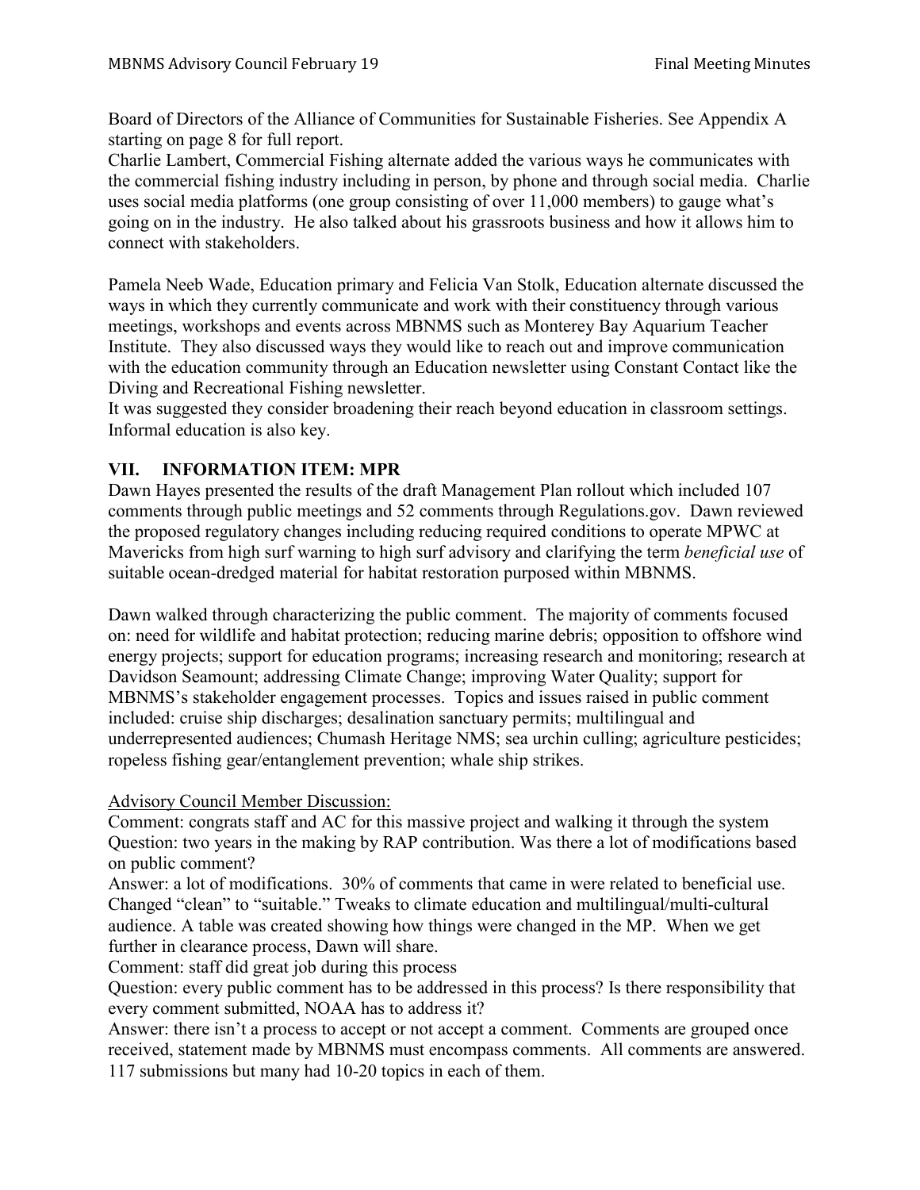Board of Directors of the Alliance of Communities for Sustainable Fisheries. See Appendix A starting on page 8 for full report.
Charlie Lambert, Commercial Fishing alternate added the various ways he communicates with the commercial fishing industry including in person, by phone and through social media. Charlie uses social media platforms (one group consisting of over 11,000 members) to gauge what's going on in the industry. He also talked about his grassroots business and how it allows him to connect with stakeholders.

Pamela Neeb Wade, Education primary and Felicia Van Stolk, Education alternate discussed the ways in which they currently communicate and work with their constituency through various meetings, workshops and events across MBNMS such as Monterey Bay Aquarium Teacher Institute. They also discussed ways they would like to reach out and improve communication with the education community through an Education newsletter using Constant Contact like the Diving and Recreational Fishing newsletter.
It was suggested they consider broadening their reach beyond education in classroom settings. Informal education is also key.

## VII. INFORMATION ITEM: MPR

Dawn Hayes presented the results of the draft Management Plan rollout which included 107 comments through public meetings and 52 comments through Regulations.gov. Dawn reviewed the proposed regulatory changes including reducing required conditions to operate MPWC at Mavericks from high surf warning to high surf advisory and clarifying the term *beneficial use* of suitable ocean-dredged material for habitat restoration purposed within MBNMS.

Dawn walked through characterizing the public comment. The majority of comments focused on: need for wildlife and habitat protection; reducing marine debris; opposition to offshore wind energy projects; support for education programs; increasing research and monitoring; research at Davidson Seamount; addressing Climate Change; improving Water Quality; support for MBNMS's stakeholder engagement processes. Topics and issues raised in public comment included: cruise ship discharges; desalination sanctuary permits; multilingual and underrepresented audiences; Chumash Heritage NMS; sea urchin culling; agriculture pesticides; ropeless fishing gear/entanglement prevention; whale ship strikes.

<u>Advisory Council Member Discussion:</u>
Comment: congrats staff and AC for this massive project and walking it through the system
Question: two years in the making by RAP contribution. Was there a lot of modifications based on public comment?
Answer: a lot of modifications. 30% of comments that came in were related to beneficial use. Changed "clean" to "suitable." Tweaks to climate education and multilingual/multi-cultural audience. A table was created showing how things were changed in the MP. When we get further in clearance process, Dawn will share.
Comment: staff did great job during this process
Question: every public comment has to be addressed in this process? Is there responsibility that every comment submitted, NOAA has to address it?
Answer: there isn't a process to accept or not accept a comment. Comments are grouped once received, statement made by MBNMS must encompass comments. All comments are answered. 117 submissions but many had 10-20 topics in each of them.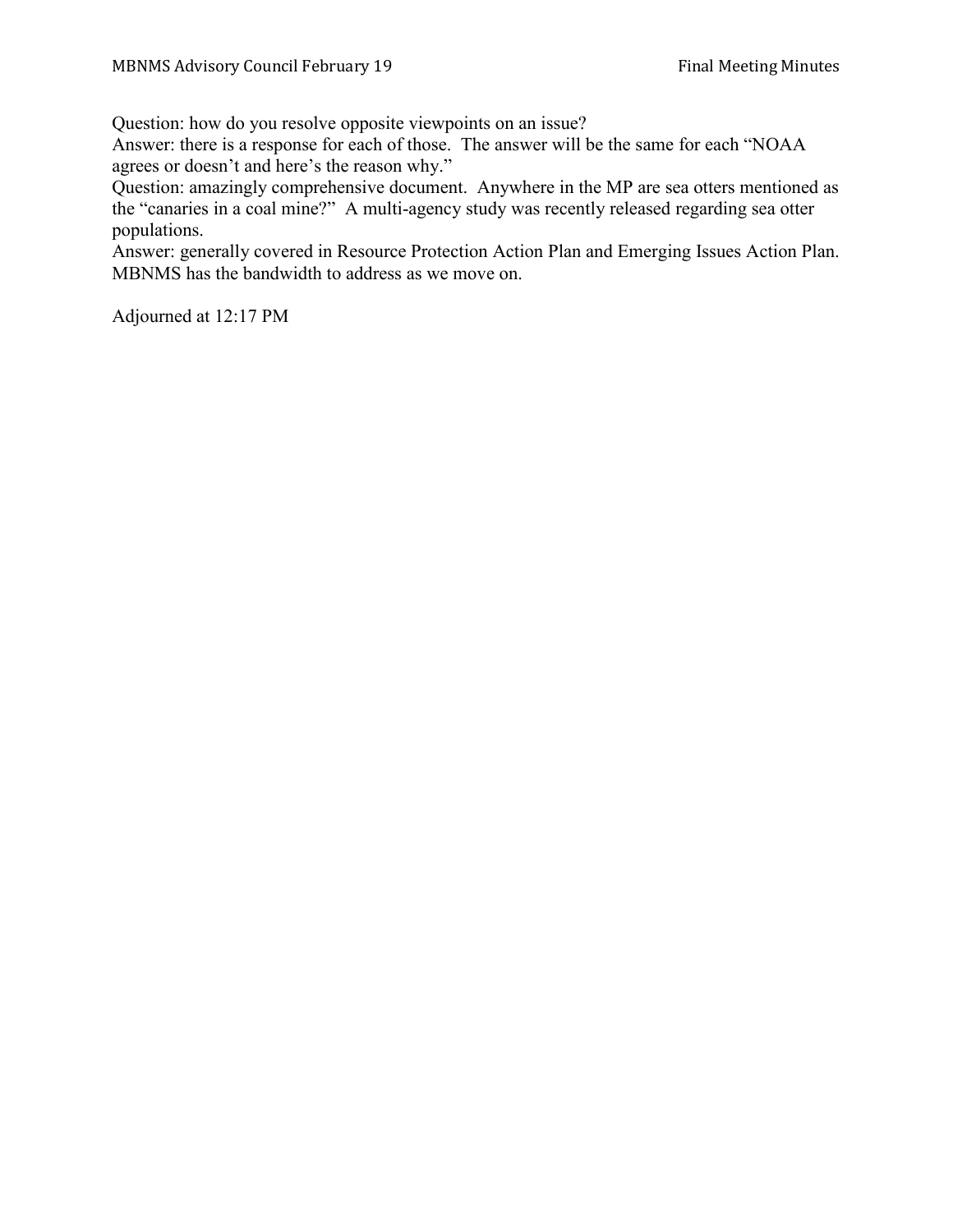Question: how do you resolve opposite viewpoints on an issue?
Answer: there is a response for each of those. The answer will be the same for each "NOAA agrees or doesn't and here's the reason why."
Question: amazingly comprehensive document. Anywhere in the MP are sea otters mentioned as the "canaries in a coal mine?" A multi-agency study was recently released regarding sea otter populations.
Answer: generally covered in Resource Protection Action Plan and Emerging Issues Action Plan. MBNMS has the bandwidth to address as we move on.

Adjourned at 12:17 PM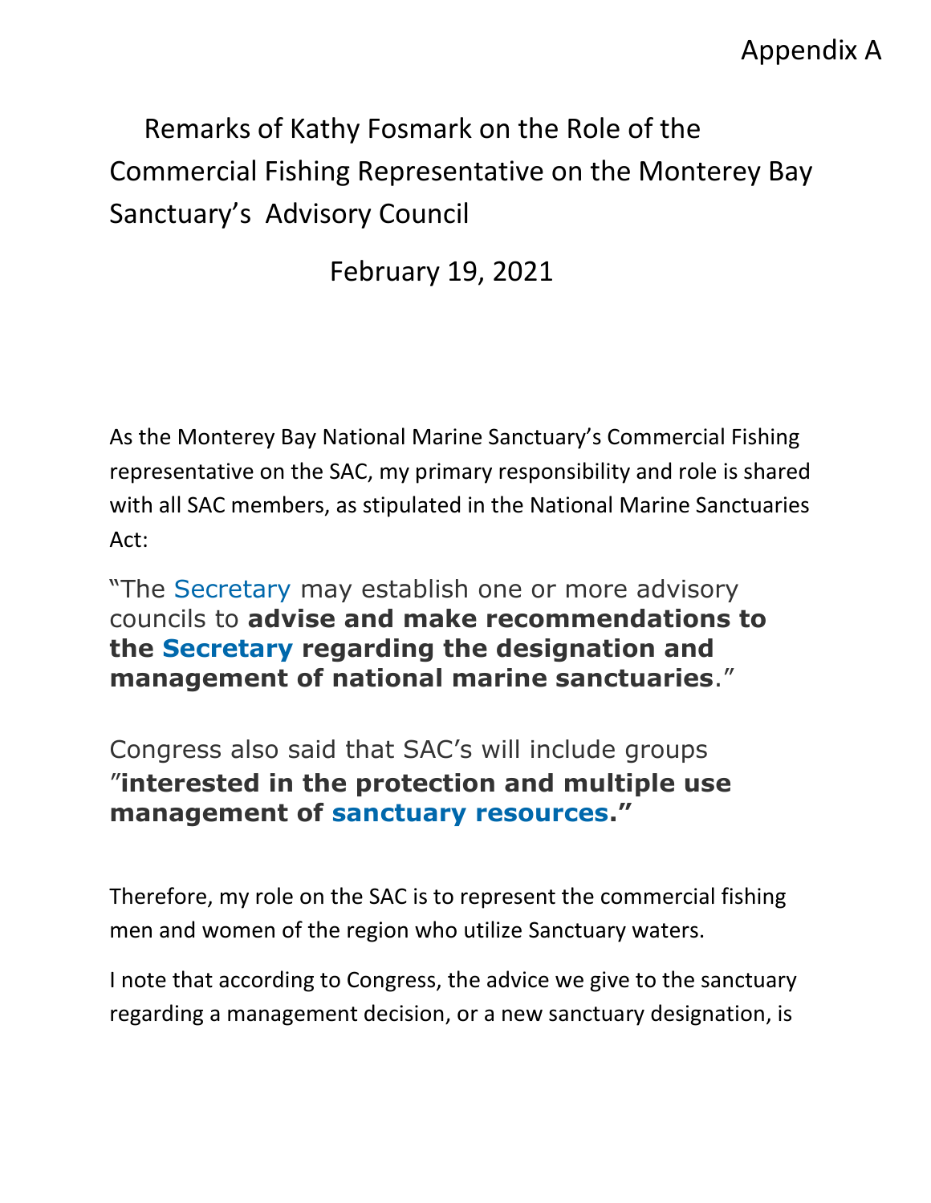Appendix A

# Remarks of Kathy Fosmark on the Role of the Commercial Fishing Representative on the Monterey Bay Sanctuary's Advisory Council

February 19, 2021

As the Monterey Bay National Marine Sanctuary's Commercial Fishing representative on the SAC, my primary responsibility and role is shared with all SAC members, as stipulated in the National Marine Sanctuaries Act:

"The Secretary may establish one or more advisory councils to **advise and make recommendations to the Secretary regarding the designation and management of national marine sanctuaries**."

Congress also said that SAC's will include groups "**interested in the protection and multiple use management of sanctuary resources.**"

Therefore, my role on the SAC is to represent the commercial fishing men and women of the region who utilize Sanctuary waters.

I note that according to Congress, the advice we give to the sanctuary regarding a management decision, or a new sanctuary designation, is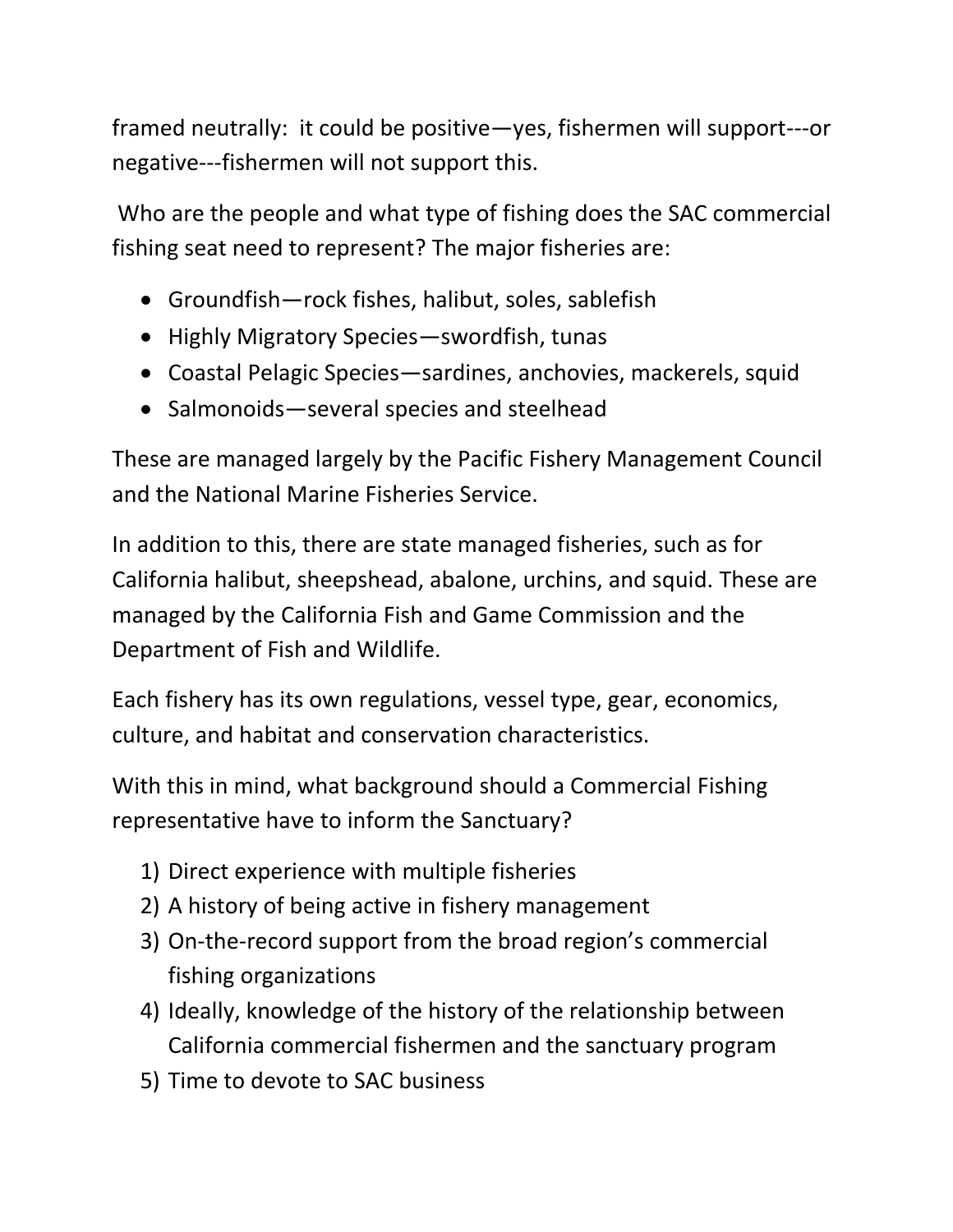framed neutrally: it could be positive—yes, fishermen will support---or negative---fishermen will not support this.

Who are the people and what type of fishing does the SAC commercial fishing seat need to represent? The major fisheries are:

- Groundfish—rock fishes, halibut, soles, sablefish
- Highly Migratory Species—swordfish, tunas
- Coastal Pelagic Species—sardines, anchovies, mackerels, squid
- Salmonoids—several species and steelhead

These are managed largely by the Pacific Fishery Management Council and the National Marine Fisheries Service.

In addition to this, there are state managed fisheries, such as for California halibut, sheepshead, abalone, urchins, and squid. These are managed by the California Fish and Game Commission and the Department of Fish and Wildlife.

Each fishery has its own regulations, vessel type, gear, economics, culture, and habitat and conservation characteristics.

With this in mind, what background should a Commercial Fishing representative have to inform the Sanctuary?

1) Direct experience with multiple fisheries
2) A history of being active in fishery management
3) On-the-record support from the broad region's commercial fishing organizations
4) Ideally, knowledge of the history of the relationship between California commercial fishermen and the sanctuary program
5) Time to devote to SAC business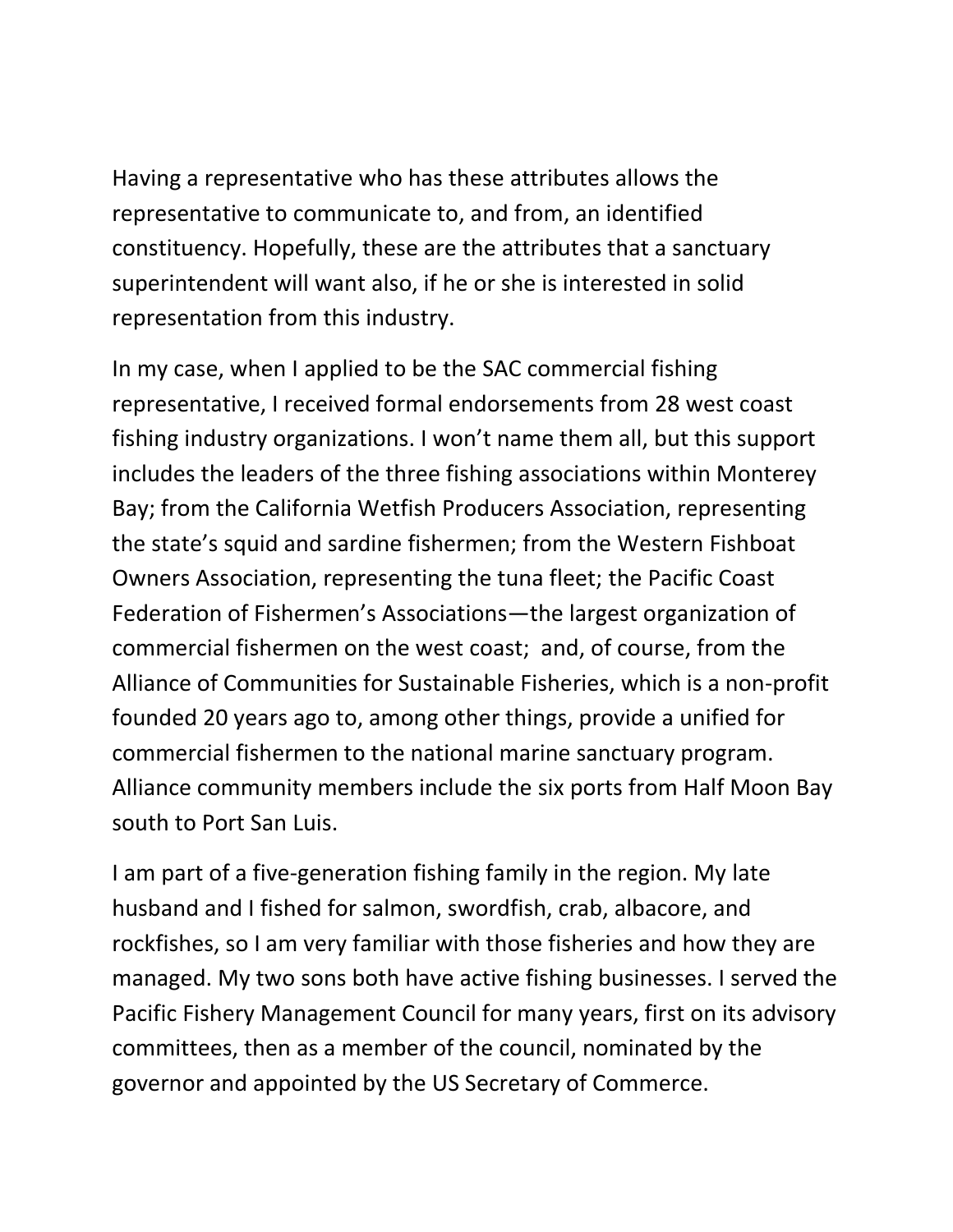Having a representative who has these attributes allows the representative to communicate to, and from, an identified constituency. Hopefully, these are the attributes that a sanctuary superintendent will want also, if he or she is interested in solid representation from this industry.

In my case, when I applied to be the SAC commercial fishing representative, I received formal endorsements from 28 west coast fishing industry organizations. I won't name them all, but this support includes the leaders of the three fishing associations within Monterey Bay; from the California Wetfish Producers Association, representing the state's squid and sardine fishermen; from the Western Fishboat Owners Association, representing the tuna fleet; the Pacific Coast Federation of Fishermen's Associations—the largest organization of commercial fishermen on the west coast; and, of course, from the Alliance of Communities for Sustainable Fisheries, which is a non-profit founded 20 years ago to, among other things, provide a unified for commercial fishermen to the national marine sanctuary program. Alliance community members include the six ports from Half Moon Bay south to Port San Luis.

I am part of a five-generation fishing family in the region. My late husband and I fished for salmon, swordfish, crab, albacore, and rockfishes, so I am very familiar with those fisheries and how they are managed. My two sons both have active fishing businesses. I served the Pacific Fishery Management Council for many years, first on its advisory committees, then as a member of the council, nominated by the governor and appointed by the US Secretary of Commerce.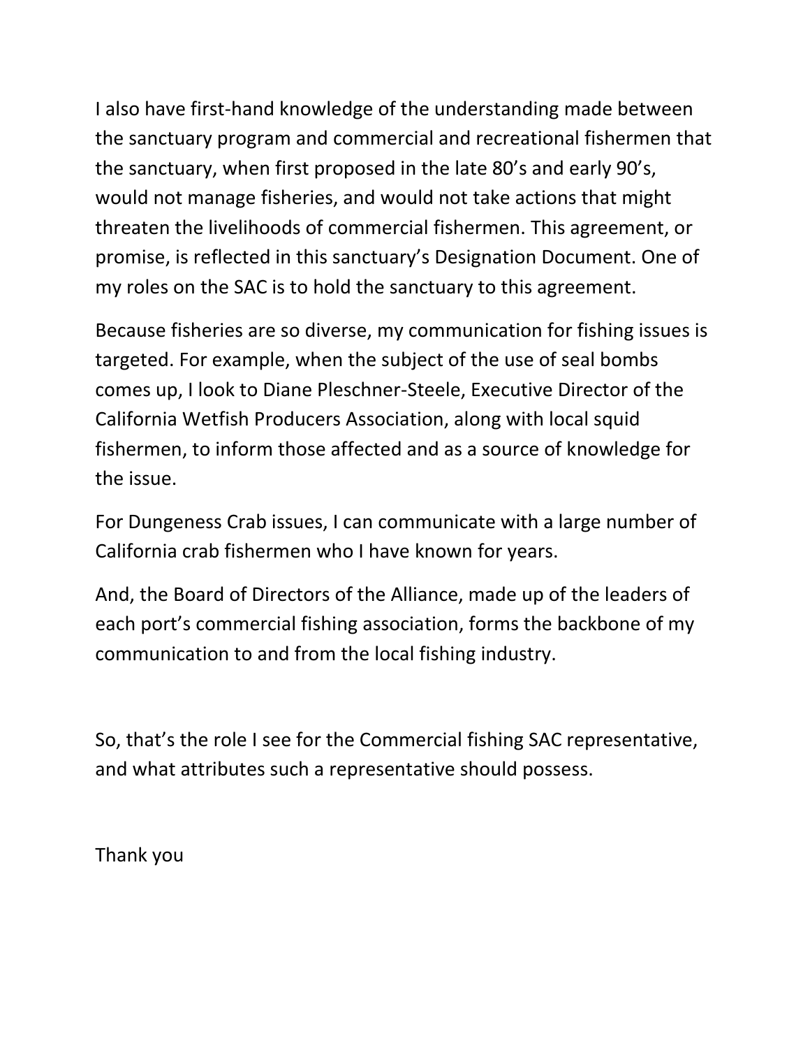I also have first-hand knowledge of the understanding made between the sanctuary program and commercial and recreational fishermen that the sanctuary, when first proposed in the late 80's and early 90's, would not manage fisheries, and would not take actions that might threaten the livelihoods of commercial fishermen. This agreement, or promise, is reflected in this sanctuary's Designation Document. One of my roles on the SAC is to hold the sanctuary to this agreement.

Because fisheries are so diverse, my communication for fishing issues is targeted. For example, when the subject of the use of seal bombs comes up, I look to Diane Pleschner-Steele, Executive Director of the California Wetfish Producers Association, along with local squid fishermen, to inform those affected and as a source of knowledge for the issue.

For Dungeness Crab issues, I can communicate with a large number of California crab fishermen who I have known for years.

And, the Board of Directors of the Alliance, made up of the leaders of each port's commercial fishing association, forms the backbone of my communication to and from the local fishing industry.

So, that's the role I see for the Commercial fishing SAC representative, and what attributes such a representative should possess.

Thank you